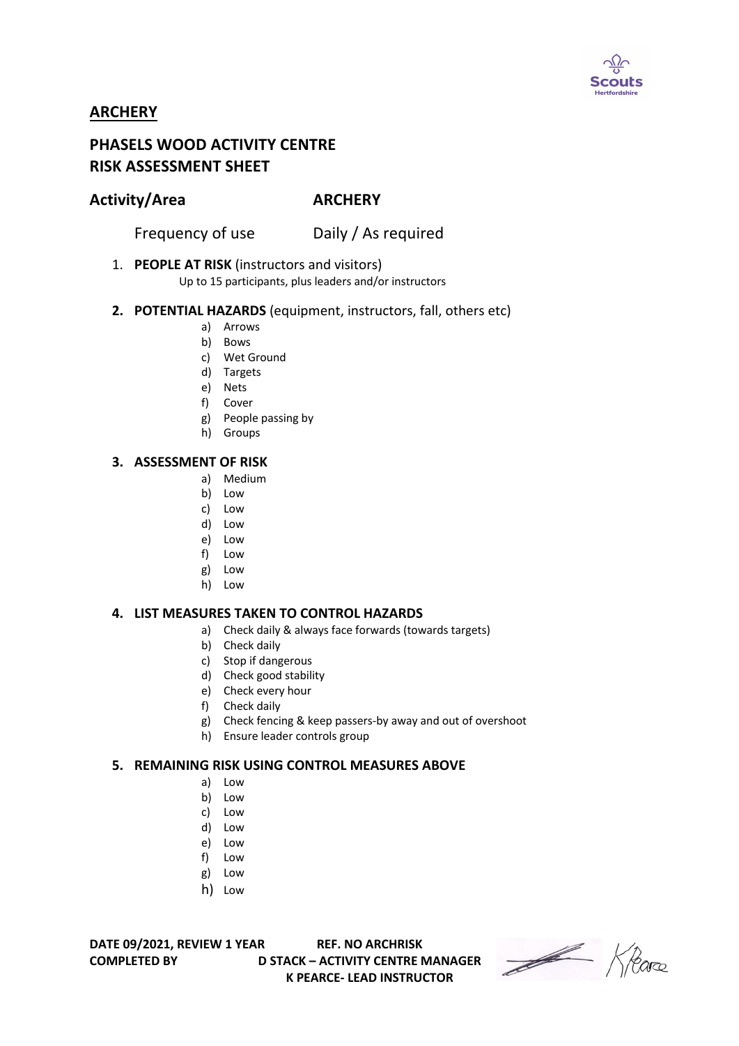# ARCHERY

## PHASELS WOOD ACTIVITY CENTRE
## RISK ASSESSMENT SHEET

**Activity/Area** **ARCHERY**

Frequency of use Daily / As required

1. **PEOPLE AT RISK** (instructors and visitors)
   Up to 15 participants, plus leaders and/or instructors

2. **POTENTIAL HAZARDS** (equipment, instructors, fall, others etc)
   a) Arrows
   b) Bows
   c) Wet Ground
   d) Targets
   e) Nets
   f) Cover
   g) People passing by
   h) Groups

3. **ASSESSMENT OF RISK**
   a) Medium
   b) Low
   c) Low
   d) Low
   e) Low
   f) Low
   g) Low
   h) Low

4. **LIST MEASURES TAKEN TO CONTROL HAZARDS**
   a) Check daily & always face forwards (towards targets)
   b) Check daily
   c) Stop if dangerous
   d) Check good stability
   e) Check every hour
   f) Check daily
   g) Check fencing & keep passers-by away and out of overshoot
   h) Ensure leader controls group

5. **REMAINING RISK USING CONTROL MEASURES ABOVE**
   a) Low
   b) Low
   c) Low
   d) Low
   e) Low
   f) Low
   g) Low
   h) Low

**DATE 09/2021, REVIEW 1 YEAR** **REF. NO ARCHRISK**
**COMPLETED BY** **D STACK – ACTIVITY CENTRE MANAGER**
**K PEARCE- LEAD INSTRUCTOR**

K Pearce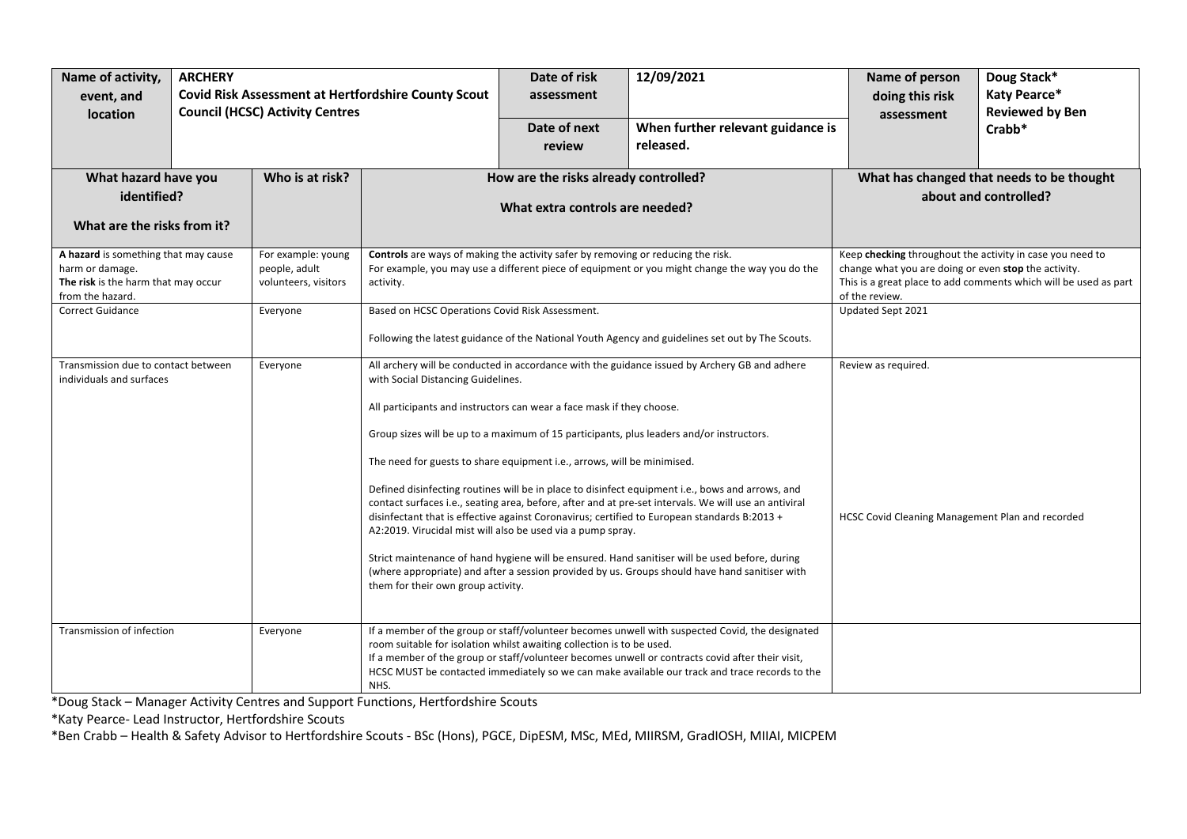| Name of activity, event, and location | ARCHERY<br>Covid Risk Assessment at Hertfordshire County Scout Council (HCSC) Activity Centres | Date of risk assessment | 12/09/2021 | Name of person doing this risk assessment | Doug Stack*<br>Katy Pearce*<br>Reviewed by Ben Crabb* |
|---|---|---|---|---|---|
| | | Date of next review | When further relevant guidance is released. | | |

| What hazard have you identified?<br><br>What are the risks from it? | Who is at risk? | How are the risks already controlled?<br><br>What extra controls are needed? | What has changed that needs to be thought about and controlled? |
|---|---|---|---|
| **A hazard** is something that may cause harm or damage.<br>**The risk** is the harm that may occur from the hazard. | For example: young people, adult volunteers, visitors | **Controls** are ways of making the activity safer by removing or reducing the risk.<br>For example, you may use a different piece of equipment or you might change the way you do the activity. | Keep **checking** throughout the activity in case you need to change what you are doing or even **stop** the activity.<br>This is a great place to add comments which will be used as part of the review. |
| Correct Guidance | Everyone | Based on HCSC Operations Covid Risk Assessment.<br><br>Following the latest guidance of the National Youth Agency and guidelines set out by The Scouts. | Updated Sept 2021 |
| Transmission due to contact between individuals and surfaces | Everyone | All archery will be conducted in accordance with the guidance issued by Archery GB and adhere with Social Distancing Guidelines.<br><br>All participants and instructors can wear a face mask if they choose.<br><br>Group sizes will be up to a maximum of 15 participants, plus leaders and/or instructors.<br><br>The need for guests to share equipment i.e., arrows, will be minimised.<br><br>Defined disinfecting routines will be in place to disinfect equipment i.e., bows and arrows, and contact surfaces i.e., seating area, before, after and at pre-set intervals. We will use an antiviral disinfectant that is effective against Coronavirus; certified to European standards B:2013 + A2:2019. Virucidal mist will also be used via a pump spray.<br><br>Strict maintenance of hand hygiene will be ensured. Hand sanitiser will be used before, during (where appropriate) and after a session provided by us. Groups should have hand sanitiser with them for their own group activity. | Review as required.<br><br>HCSC Covid Cleaning Management Plan and recorded |
| Transmission of infection | Everyone | If a member of the group or staff/volunteer becomes unwell with suspected Covid, the designated room suitable for isolation whilst awaiting collection is to be used.<br>If a member of the group or staff/volunteer becomes unwell or contracts covid after their visit, HCSC MUST be contacted immediately so we can make available our track and trace records to the NHS. | |

*Doug Stack – Manager Activity Centres and Support Functions, Hertfordshire Scouts

*Katy Pearce- Lead Instructor, Hertfordshire Scouts

*Ben Crabb – Health & Safety Advisor to Hertfordshire Scouts - BSc (Hons), PGCE, DipESM, MSc, MEd, MIIRSM, GradIOSH, MIIAI, MICPEM